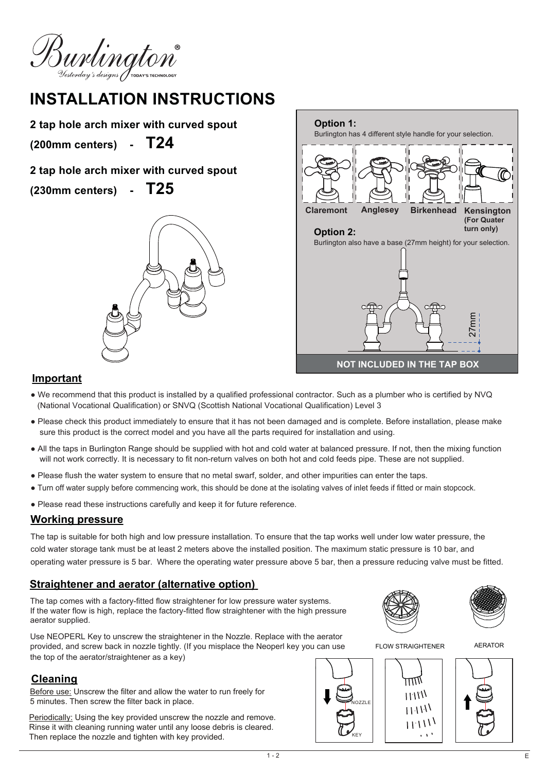Burlington® Yesterday's designs TODAY'S TECHNOLOGY

# INSTALLATION INSTRUCTIONS

**2 tap hole arch mixer with curved spout**

**(200mm centers) - T24**

**2 tap hole arch mixer with curved spout**

**(230mm centers) - T25**

**Option 1:**
Burlington has 4 different style handle for your selection.

Claremont | Anglesey | Birkenhead | Kensington (For Quater turn only)

**Option 2:**
Burlington also have a base (27mm height) for your selection.

27mm

**NOT INCLUDED IN THE TAP BOX**

## Important

- We recommend that this product is installed by a qualified professional contractor. Such as a plumber who is certified by NVQ (National Vocational Qualification) or SNVQ (Scottish National Vocational Qualification) Level 3
- Please check this product immediately to ensure that it has not been damaged and is complete. Before installation, please make sure this product is the correct model and you have all the parts required for installation and using.
- All the taps in Burlington Range should be supplied with hot and cold water at balanced pressure. If not, then the mixing function will not work correctly. It is necessary to fit non-return valves on both hot and cold feeds pipe. These are not supplied.
- Please flush the water system to ensure that no metal swarf, solder, and other impurities can enter the taps.
- Turn off water supply before commencing work, this should be done at the isolating valves of inlet feeds if fitted or main stopcock.
- Please read these instructions carefully and keep it for future reference.

## Working pressure

The tap is suitable for both high and low pressure installation. To ensure that the tap works well under low water pressure, the cold water storage tank must be at least 2 meters above the installed position. The maximum static pressure is 10 bar, and operating water pressure is 5 bar. Where the operating water pressure above 5 bar, then a pressure reducing valve must be fitted.

## Straightener and aerator (alternative option)

The tap comes with a factory-fitted flow straightener for low pressure water systems. If the water flow is high, replace the factory-fitted flow straightener with the high pressure aerator supplied.

Use NEOPERL Key to unscrew the straightener in the Nozzle. Replace with the aerator provided, and screw back in nozzle tightly. (If you misplace the Neoperl key you can use the top of the aerator/straightener as a key)

FLOW STRAIGHTENER | AERATOR

## Cleaning

Before use: Unscrew the filter and allow the water to run freely for 5 minutes. Then screw the filter back in place.

Periodically: Using the key provided unscrew the nozzle and remove. Rinse it with cleaning running water until any loose debris is cleared. Then replace the nozzle and tighten with key provided.

NOZZLE

KEY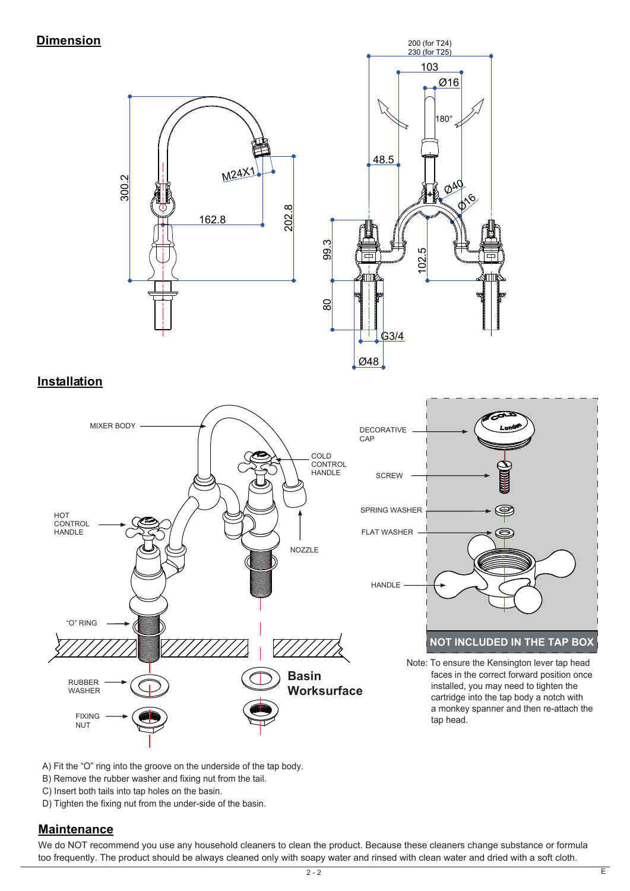## Dimension

200 (for T24)
230 (for T25)
103
Ø16
180°
48.5
Ø40
Ø16
300.2
M24X1
162.8
202.8
99.3
102.5
80
G3/4
Ø48

## Installation

MIXER BODY
COLD CONTROL HANDLE
HOT CONTROL HANDLE
NOZZLE
"O" RING
RUBBER WASHER
FIXING NUT
Basin Worksurface

DECORATIVE CAP
SCREW
SPRING WASHER
FLAT WASHER
HANDLE

NOT INCLUDED IN THE TAP BOX

Note: To ensure the Kensington lever tap head faces in the correct forward position once installed, you may need to tighten the cartridge into the tap body a notch with a monkey spanner and then re-attach the tap head.

A) Fit the "O" ring into the groove on the underside of the tap body.
B) Remove the rubber washer and fixing nut from the tail.
C) Insert both tails into tap holes on the basin.
D) Tighten the fixing nut from the under-side of the basin.

## Maintenance

We do NOT recommend you use any household cleaners to clean the product. Because these cleaners change substance or formula too frequently. The product should be always cleaned only with soapy water and rinsed with clean water and dried with a soft cloth.